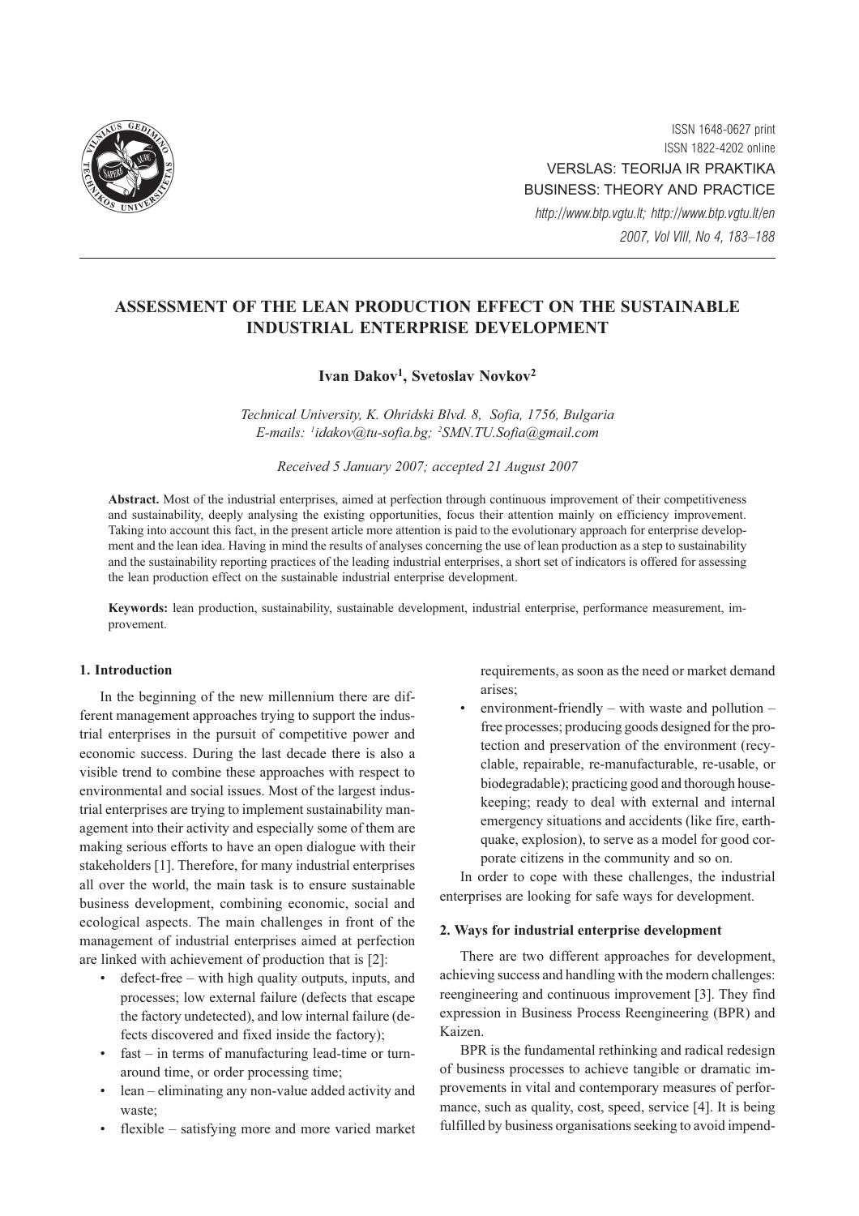# ASSESSMENT OF THE LEAN PRODUCTION EFFECT ON THE SUSTAINABLE INDUSTRIAL ENTERPRISE DEVELOPMENT

**Ivan Dakov[1], Svetoslav Novkov[2]**

*Technical University, K. Ohridski Blvd. 8, Sofia, 1756, Bulgaria*
*E-mails: [1]idakov@tu-sofia.bg; [2]SMN.TU.Sofia@gmail.com*

*Received 5 January 2007; accepted 21 August 2007*

**Abstract.** Most of the industrial enterprises, aimed at perfection through continuous improvement of their competitiveness and sustainability, deeply analysing the existing opportunities, focus their attention mainly on efficiency improvement. Taking into account this fact, in the present article more attention is paid to the evolutionary approach for enterprise development and the lean idea. Having in mind the results of analyses concerning the use of lean production as a step to sustainability and the sustainability reporting practices of the leading industrial enterprises, a short set of indicators is offered for assessing the lean production effect on the sustainable industrial enterprise development.

**Keywords:** lean production, sustainability, sustainable development, industrial enterprise, performance measurement, improvement.

## 1. Introduction

In the beginning of the new millennium there are different management approaches trying to support the industrial enterprises in the pursuit of competitive power and economic success. During the last decade there is also a visible trend to combine these approaches with respect to environmental and social issues. Most of the largest industrial enterprises are trying to implement sustainability management into their activity and especially some of them are making serious efforts to have an open dialogue with their stakeholders [1]. Therefore, for many industrial enterprises all over the world, the main task is to ensure sustainable business development, combining economic, social and ecological aspects. The main challenges in front of the management of industrial enterprises aimed at perfection are linked with achievement of production that is [2]:

- defect-free – with high quality outputs, inputs, and processes; low external failure (defects that escape the factory undetected), and low internal failure (defects discovered and fixed inside the factory);
- fast – in terms of manufacturing lead-time or turnaround time, or order processing time;
- lean – eliminating any non-value added activity and waste;
- flexible – satisfying more and more varied market requirements, as soon as the need or market demand arises;
- environment-friendly – with waste and pollution – free processes; producing goods designed for the protection and preservation of the environment (recyclable, repairable, re-manufacturable, re-usable, or biodegradable); practicing good and thorough housekeeping; ready to deal with external and internal emergency situations and accidents (like fire, earthquake, explosion), to serve as a model for good corporate citizens in the community and so on.

In order to cope with these challenges, the industrial enterprises are looking for safe ways for development.

## 2. Ways for industrial enterprise development

There are two different approaches for development, achieving success and handling with the modern challenges: reengineering and continuous improvement [3]. They find expression in Business Process Reengineering (BPR) and Kaizen.

BPR is the fundamental rethinking and radical redesign of business processes to achieve tangible or dramatic improvements in vital and contemporary measures of performance, such as quality, cost, speed, service [4]. It is being fulfilled by business organisations seeking to avoid impend-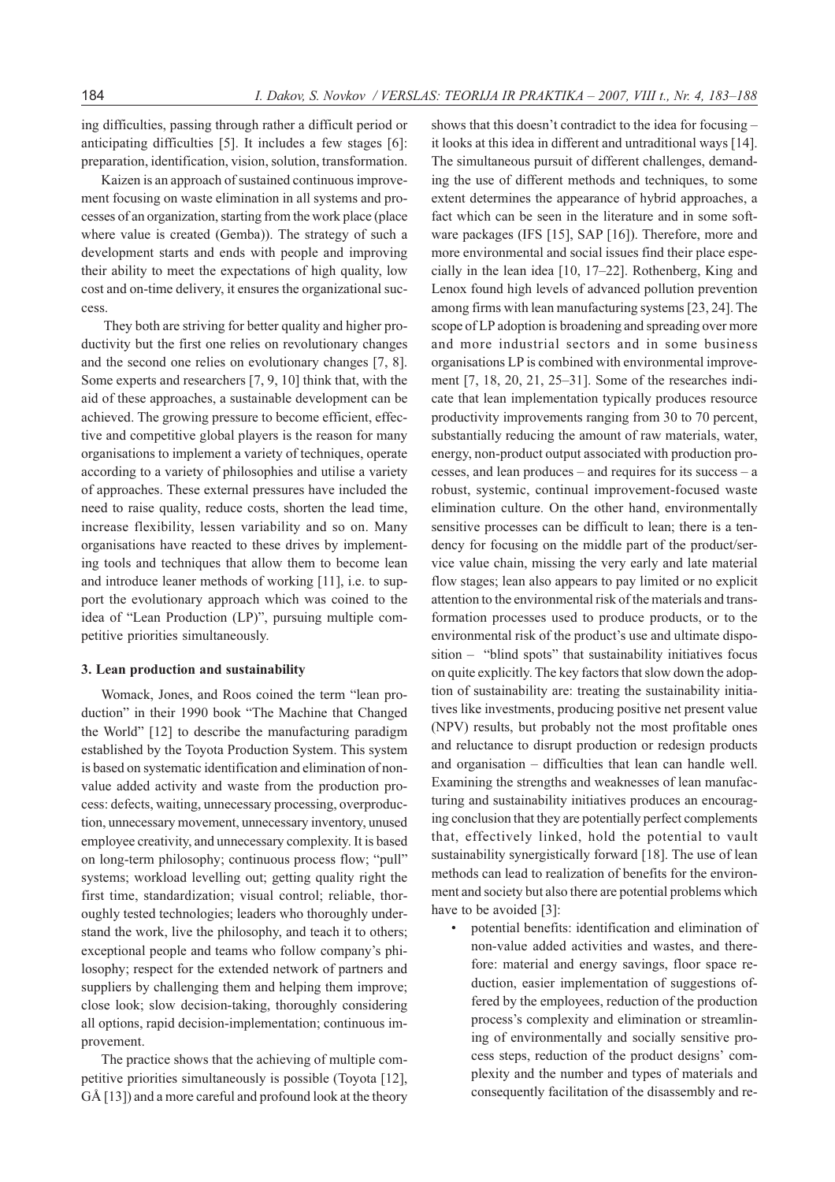ing difficulties, passing through rather a difficult period or anticipating difficulties [5]. It includes a few stages [6]: preparation, identification, vision, solution, transformation.

Kaizen is an approach of sustained continuous improvement focusing on waste elimination in all systems and processes of an organization, starting from the work place (place where value is created (Gemba)). The strategy of such a development starts and ends with people and improving their ability to meet the expectations of high quality, low cost and on-time delivery, it ensures the organizational success.

They both are striving for better quality and higher productivity but the first one relies on revolutionary changes and the second one relies on evolutionary changes [7, 8]. Some experts and researchers [7, 9, 10] think that, with the aid of these approaches, a sustainable development can be achieved. The growing pressure to become efficient, effective and competitive global players is the reason for many organisations to implement a variety of techniques, operate according to a variety of philosophies and utilise a variety of approaches. These external pressures have included the need to raise quality, reduce costs, shorten the lead time, increase flexibility, lessen variability and so on. Many organisations have reacted to these drives by implementing tools and techniques that allow them to become lean and introduce leaner methods of working [11], i.e. to support the evolutionary approach which was coined to the idea of "Lean Production (LP)", pursuing multiple competitive priorities simultaneously.

## 3. Lean production and sustainability

Womack, Jones, and Roos coined the term "lean production" in their 1990 book "The Machine that Changed the World" [12] to describe the manufacturing paradigm established by the Toyota Production System. This system is based on systematic identification and elimination of non-value added activity and waste from the production process: defects, waiting, unnecessary processing, overproduction, unnecessary movement, unnecessary inventory, unused employee creativity, and unnecessary complexity. It is based on long-term philosophy; continuous process flow; "pull" systems; workload levelling out; getting quality right the first time, standardization; visual control; reliable, thoroughly tested technologies; leaders who thoroughly understand the work, live the philosophy, and teach it to others; exceptional people and teams who follow company's philosophy; respect for the extended network of partners and suppliers by challenging them and helping them improve; close look; slow decision-taking, thoroughly considering all options, rapid decision-implementation; continuous improvement.

The practice shows that the achieving of multiple competitive priorities simultaneously is possible (Toyota [12], GÅ [13]) and a more careful and profound look at the theory shows that this doesn't contradict to the idea for focusing – it looks at this idea in different and untraditional ways [14]. The simultaneous pursuit of different challenges, demanding the use of different methods and techniques, to some extent determines the appearance of hybrid approaches, a fact which can be seen in the literature and in some software packages (IFS [15], SAP [16]). Therefore, more and more environmental and social issues find their place especially in the lean idea [10, 17–22]. Rothenberg, King and Lenox found high levels of advanced pollution prevention among firms with lean manufacturing systems [23, 24]. The scope of LP adoption is broadening and spreading over more and more industrial sectors and in some business organisations LP is combined with environmental improvement [7, 18, 20, 21, 25–31]. Some of the researches indicate that lean implementation typically produces resource productivity improvements ranging from 30 to 70 percent, substantially reducing the amount of raw materials, water, energy, non-product output associated with production processes, and lean produces – and requires for its success – a robust, systemic, continual improvement-focused waste elimination culture. On the other hand, environmentally sensitive processes can be difficult to lean; there is a tendency for focusing on the middle part of the product/service value chain, missing the very early and late material flow stages; lean also appears to pay limited or no explicit attention to the environmental risk of the materials and transformation processes used to produce products, or to the environmental risk of the product's use and ultimate disposition – "blind spots" that sustainability initiatives focus on quite explicitly. The key factors that slow down the adoption of sustainability are: treating the sustainability initiatives like investments, producing positive net present value (NPV) results, but probably not the most profitable ones and reluctance to disrupt production or redesign products and organisation – difficulties that lean can handle well. Examining the strengths and weaknesses of lean manufacturing and sustainability initiatives produces an encouraging conclusion that they are potentially perfect complements that, effectively linked, hold the potential to vault sustainability synergistically forward [18]. The use of lean methods can lead to realization of benefits for the environment and society but also there are potential problems which have to be avoided [3]:

- potential benefits: identification and elimination of non-value added activities and wastes, and therefore: material and energy savings, floor space reduction, easier implementation of suggestions offered by the employees, reduction of the production process's complexity and elimination or streamlining of environmentally and socially sensitive process steps, reduction of the product designs' complexity and the number and types of materials and consequently facilitation of the disassembly and re-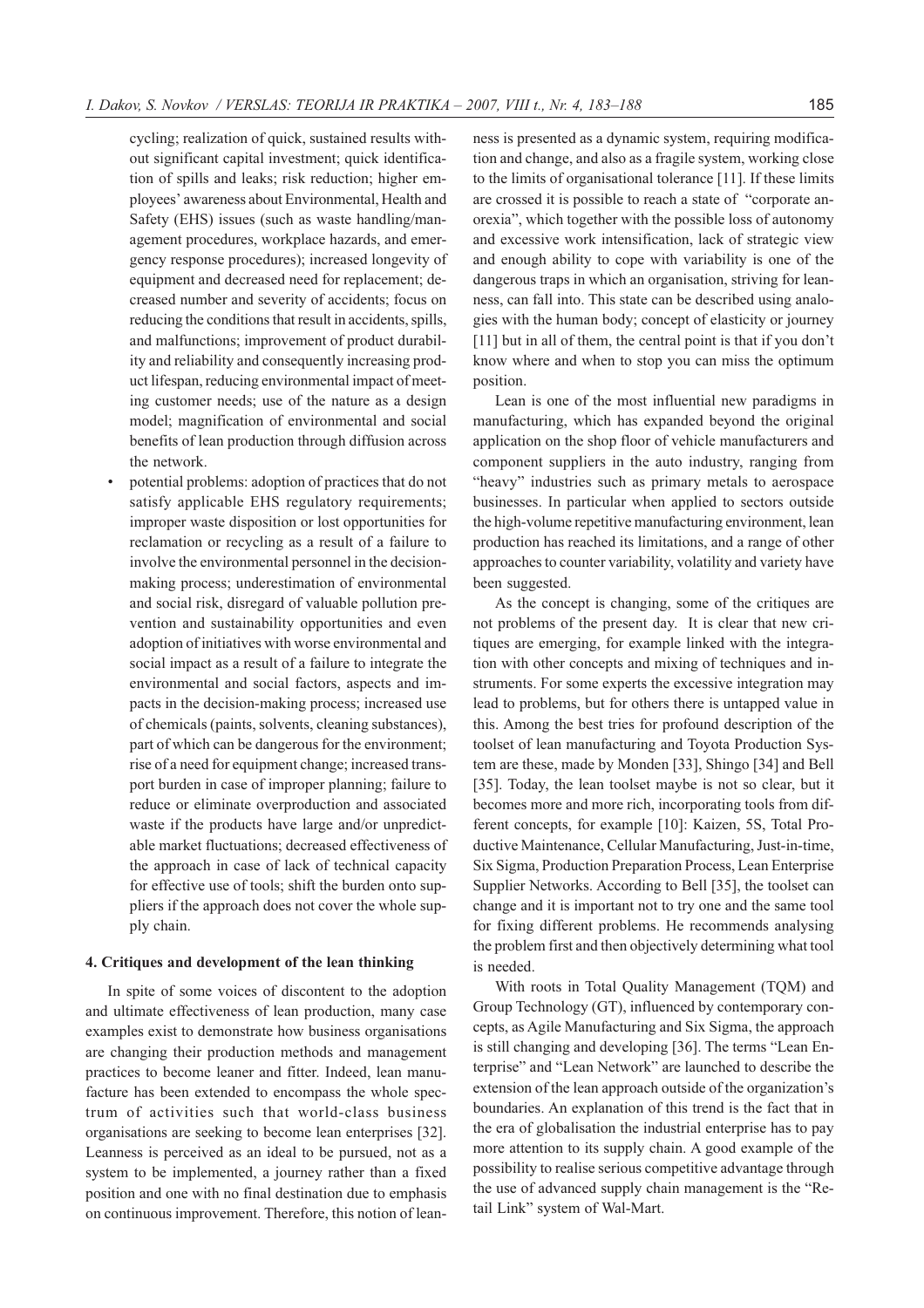cycling; realization of quick, sustained results without significant capital investment; quick identification of spills and leaks; risk reduction; higher employees' awareness about Environmental, Health and Safety (EHS) issues (such as waste handling/management procedures, workplace hazards, and emergency response procedures); increased longevity of equipment and decreased need for replacement; decreased number and severity of accidents; focus on reducing the conditions that result in accidents, spills, and malfunctions; improvement of product durability and reliability and consequently increasing product lifespan, reducing environmental impact of meeting customer needs; use of the nature as a design model; magnification of environmental and social benefits of lean production through diffusion across the network.

- potential problems: adoption of practices that do not satisfy applicable EHS regulatory requirements; improper waste disposition or lost opportunities for reclamation or recycling as a result of a failure to involve the environmental personnel in the decision-making process; underestimation of environmental and social risk, disregard of valuable pollution prevention and sustainability opportunities and even adoption of initiatives with worse environmental and social impact as a result of a failure to integrate the environmental and social factors, aspects and impacts in the decision-making process; increased use of chemicals (paints, solvents, cleaning substances), part of which can be dangerous for the environment; rise of a need for equipment change; increased transport burden in case of improper planning; failure to reduce or eliminate overproduction and associated waste if the products have large and/or unpredictable market fluctuations; decreased effectiveness of the approach in case of lack of technical capacity for effective use of tools; shift the burden onto suppliers if the approach does not cover the whole supply chain.

## 4. Critiques and development of the lean thinking

In spite of some voices of discontent to the adoption and ultimate effectiveness of lean production, many case examples exist to demonstrate how business organisations are changing their production methods and management practices to become leaner and fitter. Indeed, lean manufacture has been extended to encompass the whole spectrum of activities such that world-class business organisations are seeking to become lean enterprises [32]. Leanness is perceived as an ideal to be pursued, not as a system to be implemented, a journey rather than a fixed position and one with no final destination due to emphasis on continuous improvement. Therefore, this notion of leanness is presented as a dynamic system, requiring modification and change, and also as a fragile system, working close to the limits of organisational tolerance [11]. If these limits are crossed it is possible to reach a state of "corporate anorexia", which together with the possible loss of autonomy and excessive work intensification, lack of strategic view and enough ability to cope with variability is one of the dangerous traps in which an organisation, striving for leanness, can fall into. This state can be described using analogies with the human body; concept of elasticity or journey [11] but in all of them, the central point is that if you don't know where and when to stop you can miss the optimum position.

Lean is one of the most influential new paradigms in manufacturing, which has expanded beyond the original application on the shop floor of vehicle manufacturers and component suppliers in the auto industry, ranging from "heavy" industries such as primary metals to aerospace businesses. In particular when applied to sectors outside the high-volume repetitive manufacturing environment, lean production has reached its limitations, and a range of other approaches to counter variability, volatility and variety have been suggested.

As the concept is changing, some of the critiques are not problems of the present day. It is clear that new critiques are emerging, for example linked with the integration with other concepts and mixing of techniques and instruments. For some experts the excessive integration may lead to problems, but for others there is untapped value in this. Among the best tries for profound description of the toolset of lean manufacturing and Toyota Production System are these, made by Monden [33], Shingo [34] and Bell [35]. Today, the lean toolset maybe is not so clear, but it becomes more and more rich, incorporating tools from different concepts, for example [10]: Kaizen, 5S, Total Productive Maintenance, Cellular Manufacturing, Just-in-time, Six Sigma, Production Preparation Process, Lean Enterprise Supplier Networks. According to Bell [35], the toolset can change and it is important not to try one and the same tool for fixing different problems. He recommends analysing the problem first and then objectively determining what tool is needed.

With roots in Total Quality Management (TQM) and Group Technology (GT), influenced by contemporary concepts, as Agile Manufacturing and Six Sigma, the approach is still changing and developing [36]. The terms "Lean Enterprise" and "Lean Network" are launched to describe the extension of the lean approach outside of the organization's boundaries. An explanation of this trend is the fact that in the era of globalisation the industrial enterprise has to pay more attention to its supply chain. A good example of the possibility to realise serious competitive advantage through the use of advanced supply chain management is the "Retail Link" system of Wal-Mart.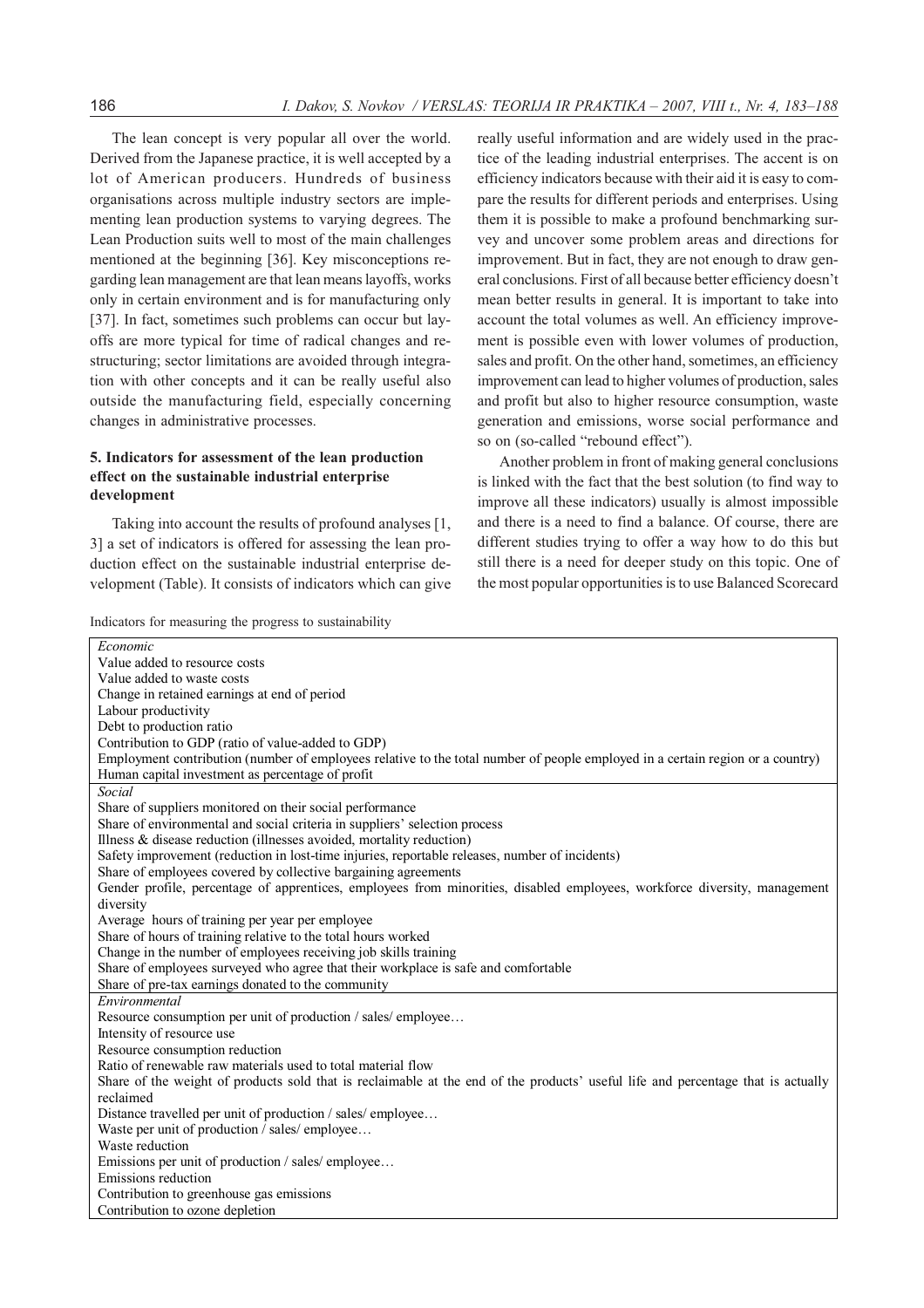The lean concept is very popular all over the world. Derived from the Japanese practice, it is well accepted by a lot of American producers. Hundreds of business organisations across multiple industry sectors are implementing lean production systems to varying degrees. The Lean Production suits well to most of the main challenges mentioned at the beginning [36]. Key misconceptions regarding lean management are that lean means layoffs, works only in certain environment and is for manufacturing only [37]. In fact, sometimes such problems can occur but layoffs are more typical for time of radical changes and restructuring; sector limitations are avoided through integration with other concepts and it can be really useful also outside the manufacturing field, especially concerning changes in administrative processes.

## 5. Indicators for assessment of the lean production effect on the sustainable industrial enterprise development

Taking into account the results of profound analyses [1, 3] a set of indicators is offered for assessing the lean production effect on the sustainable industrial enterprise development (Table). It consists of indicators which can give really useful information and are widely used in the practice of the leading industrial enterprises. The accent is on efficiency indicators because with their aid it is easy to compare the results for different periods and enterprises. Using them it is possible to make a profound benchmarking survey and uncover some problem areas and directions for improvement. But in fact, they are not enough to draw general conclusions. First of all because better efficiency doesn't mean better results in general. It is important to take into account the total volumes as well. An efficiency improvement is possible even with lower volumes of production, sales and profit. On the other hand, sometimes, an efficiency improvement can lead to higher volumes of production, sales and profit but also to higher resource consumption, waste generation and emissions, worse social performance and so on (so-called "rebound effect").

Another problem in front of making general conclusions is linked with the fact that the best solution (to find way to improve all these indicators) usually is almost impossible and there is a need to find a balance. Of course, there are different studies trying to offer a way how to do this but still there is a need for deeper study on this topic. One of the most popular opportunities is to use Balanced Scorecard

Indicators for measuring the progress to sustainability

| *Economic* |
|---|
| Value added to resource costs |
| Value added to waste costs |
| Change in retained earnings at end of period |
| Labour productivity |
| Debt to production ratio |
| Contribution to GDP (ratio of value-added to GDP) |
| Employment contribution (number of employees relative to the total number of people employed in a certain region or a country) |
| Human capital investment as percentage of profit |
| *Social* |
| Share of suppliers monitored on their social performance |
| Share of environmental and social criteria in suppliers' selection process |
| Illness & disease reduction (illnesses avoided, mortality reduction) |
| Safety improvement (reduction in lost-time injuries, reportable releases, number of incidents) |
| Share of employees covered by collective bargaining agreements |
| Gender profile, percentage of apprentices, employees from minorities, disabled employees, workforce diversity, management diversity |
| Average hours of training per year per employee |
| Share of hours of training relative to the total hours worked |
| Change in the number of employees receiving job skills training |
| Share of employees surveyed who agree that their workplace is safe and comfortable |
| Share of pre-tax earnings donated to the community |
| *Environmental* |
| Resource consumption per unit of production / sales/ employee… |
| Intensity of resource use |
| Resource consumption reduction |
| Ratio of renewable raw materials used to total material flow |
| Share of the weight of products sold that is reclaimable at the end of the products' useful life and percentage that is actually reclaimed |
| Distance travelled per unit of production / sales/ employee… |
| Waste per unit of production / sales/ employee… |
| Waste reduction |
| Emissions per unit of production / sales/ employee… |
| Emissions reduction |
| Contribution to greenhouse gas emissions |
| Contribution to ozone depletion |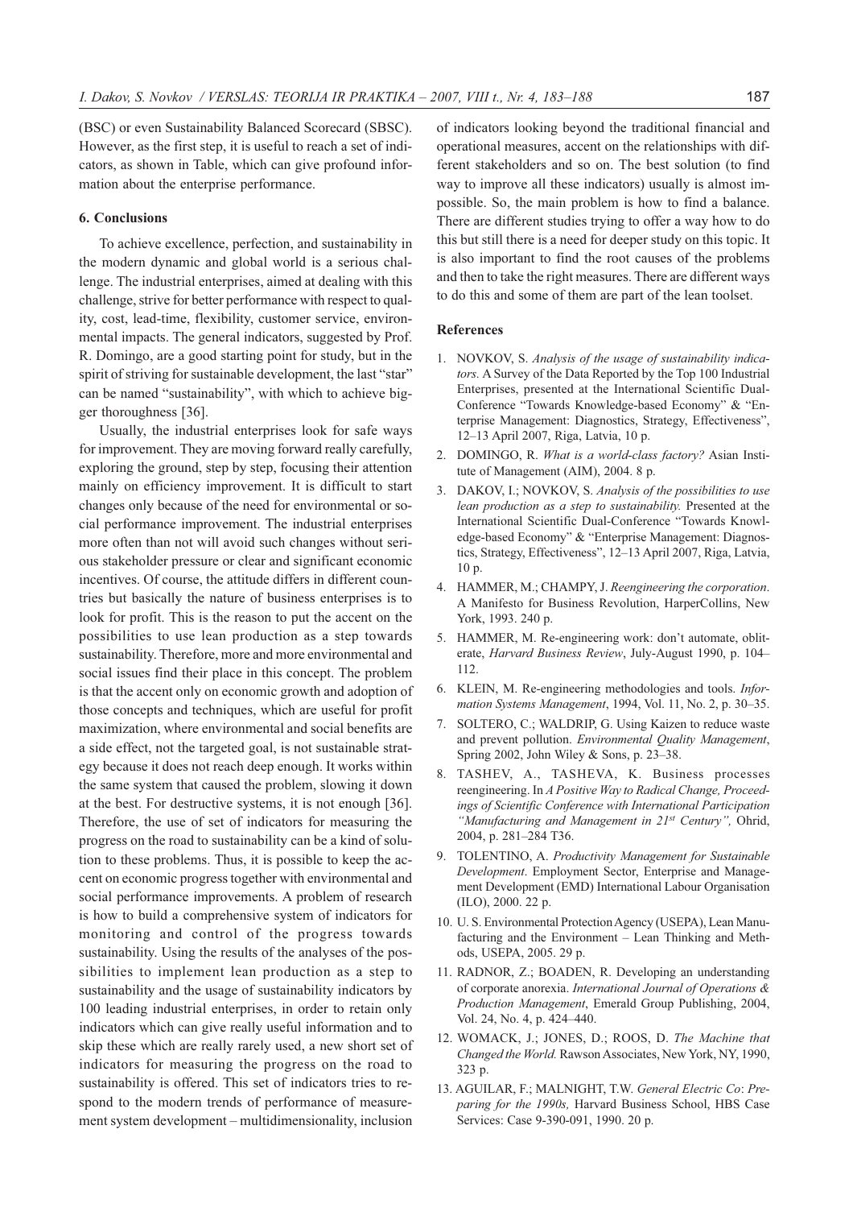(BSC) or even Sustainability Balanced Scorecard (SBSC). However, as the first step, it is useful to reach a set of indicators, as shown in Table, which can give profound information about the enterprise performance.

## 6. Conclusions

To achieve excellence, perfection, and sustainability in the modern dynamic and global world is a serious challenge. The industrial enterprises, aimed at dealing with this challenge, strive for better performance with respect to quality, cost, lead-time, flexibility, customer service, environmental impacts. The general indicators, suggested by Prof. R. Domingo, are a good starting point for study, but in the spirit of striving for sustainable development, the last "star" can be named "sustainability", with which to achieve bigger thoroughness [36].

Usually, the industrial enterprises look for safe ways for improvement. They are moving forward really carefully, exploring the ground, step by step, focusing their attention mainly on efficiency improvement. It is difficult to start changes only because of the need for environmental or social performance improvement. The industrial enterprises more often than not will avoid such changes without serious stakeholder pressure or clear and significant economic incentives. Of course, the attitude differs in different countries but basically the nature of business enterprises is to look for profit. This is the reason to put the accent on the possibilities to use lean production as a step towards sustainability. Therefore, more and more environmental and social issues find their place in this concept. The problem is that the accent only on economic growth and adoption of those concepts and techniques, which are useful for profit maximization, where environmental and social benefits are a side effect, not the targeted goal, is not sustainable strategy because it does not reach deep enough. It works within the same system that caused the problem, slowing it down at the best. For destructive systems, it is not enough [36]. Therefore, the use of set of indicators for measuring the progress on the road to sustainability can be a kind of solution to these problems. Thus, it is possible to keep the accent on economic progress together with environmental and social performance improvements. A problem of research is how to build a comprehensive system of indicators for monitoring and control of the progress towards sustainability. Using the results of the analyses of the possibilities to implement lean production as a step to sustainability and the usage of sustainability indicators by 100 leading industrial enterprises, in order to retain only indicators which can give really useful information and to skip these which are really rarely used, a new short set of indicators for measuring the progress on the road to sustainability is offered. This set of indicators tries to respond to the modern trends of performance of measurement system development – multidimensionality, inclusion of indicators looking beyond the traditional financial and operational measures, accent on the relationships with different stakeholders and so on. The best solution (to find way to improve all these indicators) usually is almost impossible. So, the main problem is how to find a balance. There are different studies trying to offer a way how to do this but still there is a need for deeper study on this topic. It is also important to find the root causes of the problems and then to take the right measures. There are different ways to do this and some of them are part of the lean toolset.

## References

1. NOVKOV, S. *Analysis of the usage of sustainability indicators.* A Survey of the Data Reported by the Top 100 Industrial Enterprises, presented at the International Scientific Dual-Conference "Towards Knowledge-based Economy" & "Enterprise Management: Diagnostics, Strategy, Effectiveness", 12–13 April 2007, Riga, Latvia, 10 p.
2. DOMINGO, R. *What is a world-class factory?* Asian Institute of Management (AIM), 2004. 8 p.
3. DAKOV, I.; NOVKOV, S. *Analysis of the possibilities to use lean production as a step to sustainability.* Presented at the International Scientific Dual-Conference "Towards Knowledge-based Economy" & "Enterprise Management: Diagnostics, Strategy, Effectiveness", 12–13 April 2007, Riga, Latvia, 10 p.
4. HAMMER, M.; CHAMPY, J. *Reengineering the corporation*. A Manifesto for Business Revolution, HarperCollins, New York, 1993. 240 p.
5. HAMMER, M. Re-engineering work: don't automate, obliterate, *Harvard Business Review*, July-August 1990, p. 104–112.
6. KLEIN, M. Re-engineering methodologies and tools. *Information Systems Management*, 1994, Vol. 11, No. 2, p. 30–35.
7. SOLTERO, C.; WALDRIP, G. Using Kaizen to reduce waste and prevent pollution. *Environmental Quality Management*, Spring 2002, John Wiley & Sons, p. 23–38.
8. TASHEV, A., TASHEVA, K. Business processes reengineering. In *A Positive Way to Radical Change, Proceedings of Scientific Conference with International Participation "Manufacturing and Management in 21st Century",* Ohrid, 2004, p. 281–284 T36.
9. TOLENTINO, A. *Productivity Management for Sustainable Development*. Employment Sector, Enterprise and Management Development (EMD) International Labour Organisation (ILO), 2000. 22 p.
10. U. S. Environmental Protection Agency (USEPA), Lean Manufacturing and the Environment – Lean Thinking and Methods, USEPA, 2005. 29 p.
11. RADNOR, Z.; BOADEN, R. Developing an understanding of corporate anorexia. *International Journal of Operations & Production Management*, Emerald Group Publishing, 2004, Vol. 24, No. 4, p. 424–440.
12. WOMACK, J.; JONES, D.; ROOS, D. *The Machine that Changed the World.* Rawson Associates, New York, NY, 1990, 323 p.
13. AGUILAR, F.; MALNIGHT, T.W. *General Electric Co*: *Preparing for the 1990s,* Harvard Business School, HBS Case Services: Case 9-390-091, 1990. 20 p.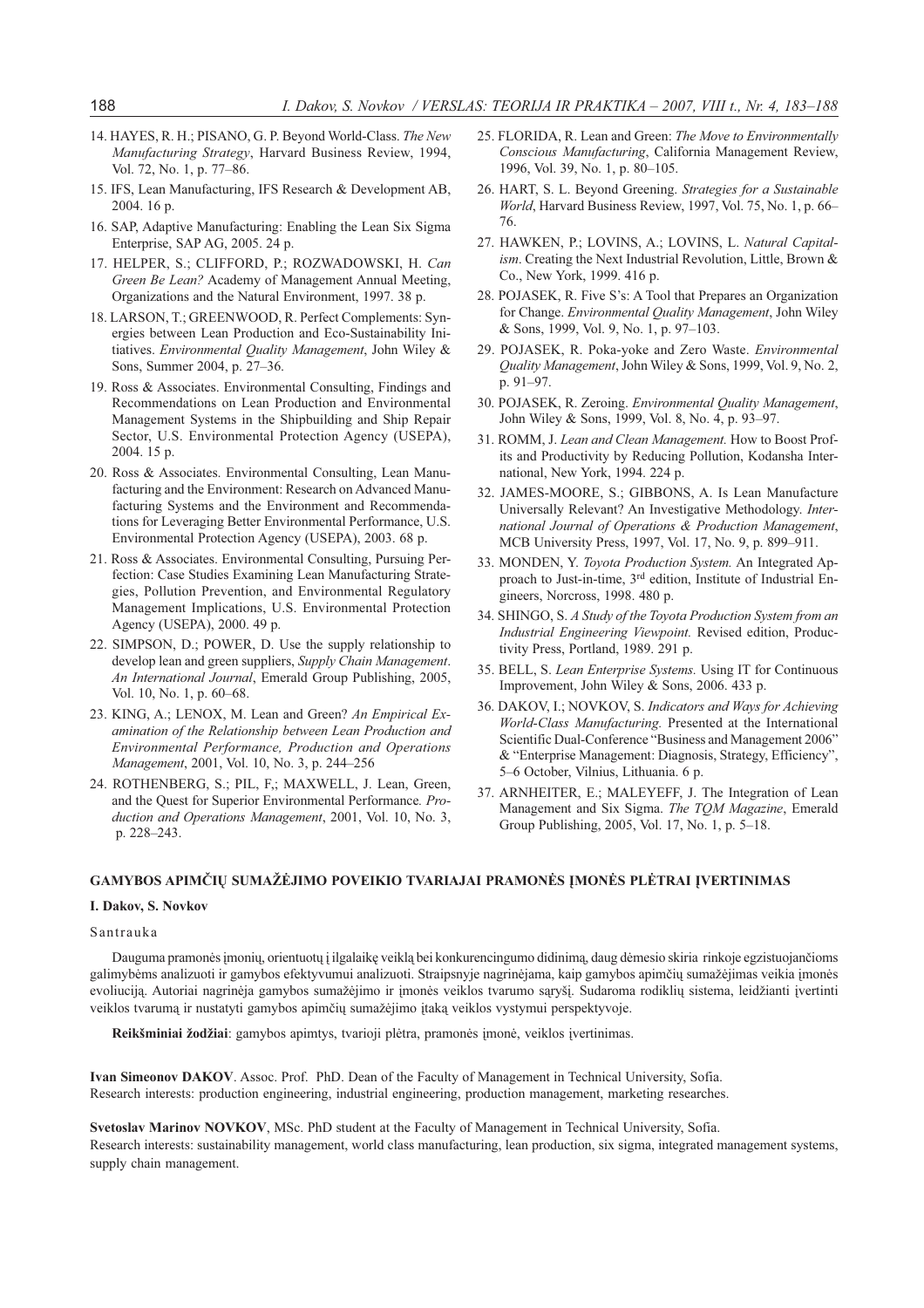14. HAYES, R. H.; PISANO, G. P. Beyond World-Class. *The New Manufacturing Strategy*, Harvard Business Review, 1994, Vol. 72, No. 1, p. 77–86.

15. IFS, Lean Manufacturing, IFS Research & Development AB, 2004. 16 p.

16. SAP, Adaptive Manufacturing: Enabling the Lean Six Sigma Enterprise, SAP AG, 2005. 24 p.

17. HELPER, S.; CLIFFORD, P.; ROZWADOWSKI, H. *Can Green Be Lean?* Academy of Management Annual Meeting, Organizations and the Natural Environment, 1997. 38 p.

18. LARSON, T.; GREENWOOD, R. Perfect Complements: Synergies between Lean Production and Eco-Sustainability Initiatives. *Environmental Quality Management*, John Wiley & Sons, Summer 2004, p. 27–36.

19. Ross & Associates. Environmental Consulting, Findings and Recommendations on Lean Production and Environmental Management Systems in the Shipbuilding and Ship Repair Sector, U.S. Environmental Protection Agency (USEPA), 2004. 15 p.

20. Ross & Associates. Environmental Consulting, Lean Manufacturing and the Environment: Research on Advanced Manufacturing Systems and the Environment and Recommendations for Leveraging Better Environmental Performance, U.S. Environmental Protection Agency (USEPA), 2003. 68 p.

21. Ross & Associates. Environmental Consulting, Pursuing Perfection: Case Studies Examining Lean Manufacturing Strategies, Pollution Prevention, and Environmental Regulatory Management Implications, U.S. Environmental Protection Agency (USEPA), 2000. 49 p.

22. SIMPSON, D.; POWER, D. Use the supply relationship to develop lean and green suppliers, *Supply Chain Management*. *An International Journal*, Emerald Group Publishing, 2005, Vol. 10, No. 1, p. 60–68.

23. KING, A.; LENOX, M. Lean and Green? *An Empirical Examination of the Relationship between Lean Production and Environmental Performance, Production and Operations Management*, 2001, Vol. 10, No. 3, p. 244–256

24. ROTHENBERG, S.; PIL, F,; MAXWELL, J. Lean, Green, and the Quest for Superior Environmental Performance. *Production and Operations Management*, 2001, Vol. 10, No. 3, p. 228–243.

25. FLORIDA, R. Lean and Green: *The Move to Environmentally Conscious Manufacturing*, California Management Review, 1996, Vol. 39, No. 1, p. 80–105.

26. HART, S. L. Beyond Greening. *Strategies for a Sustainable World*, Harvard Business Review, 1997, Vol. 75, No. 1, p. 66–76.

27. HAWKEN, P.; LOVINS, A.; LOVINS, L. *Natural Capitalism*. Creating the Next Industrial Revolution, Little, Brown & Co., New York, 1999. 416 p.

28. POJASEK, R. Five S's: A Tool that Prepares an Organization for Change. *Environmental Quality Management*, John Wiley & Sons, 1999, Vol. 9, No. 1, p. 97–103.

29. POJASEK, R. Poka-yoke and Zero Waste. *Environmental Quality Management*, John Wiley & Sons, 1999, Vol. 9, No. 2, p. 91–97.

30. POJASEK, R. Zeroing. *Environmental Quality Management*, John Wiley & Sons, 1999, Vol. 8, No. 4, p. 93–97.

31. ROMM, J. *Lean and Clean Management.* How to Boost Profits and Productivity by Reducing Pollution, Kodansha International, New York, 1994. 224 p.

32. JAMES-MOORE, S.; GIBBONS, A. Is Lean Manufacture Universally Relevant? An Investigative Methodology. *International Journal of Operations & Production Management*, MCB University Press, 1997, Vol. 17, No. 9, p. 899–911.

33. MONDEN, Y. *Toyota Production System.* An Integrated Approach to Just-in-time, 3rd edition, Institute of Industrial Engineers, Norcross, 1998. 480 p.

34. SHINGO, S. *A Study of the Toyota Production System from an Industrial Engineering Viewpoint.* Revised edition, Productivity Press, Portland, 1989. 291 p.

35. BELL, S. *Lean Enterprise Systems.* Using IT for Continuous Improvement, John Wiley & Sons, 2006. 433 p.

36. DAKOV, I.; NOVKOV, S. *Indicators and Ways for Achieving World-Class Manufacturing.* Presented at the International Scientific Dual-Conference "Business and Management 2006" & "Enterprise Management: Diagnosis, Strategy, Efficiency", 5–6 October, Vilnius, Lithuania. 6 p.

37. ARNHEITER, E.; MALEYEFF, J. The Integration of Lean Management and Six Sigma. *The TQM Magazine*, Emerald Group Publishing, 2005, Vol. 17, No. 1, p. 5–18.

## GAMYBOS APIMČIŲ SUMAŽĖJIMO POVEIKIO TVARIAJAI PRAMONĖS ĮMONĖS PLĖTRAI ĮVERTINIMAS

**I. Dakov, S. Novkov**

Santrauka

Dauguma pramonės įmonių, orientuotų į ilgalaikę veiklą bei konkurencingumo didinimą, daug dėmesio skiria rinkoje egzistuojančioms galimybėms analizuoti ir gamybos efektyvumui analizuoti. Straipsnyje nagrinėjama, kaip gamybos apimčių sumažėjimas veikia įmonės evoliuciją. Autoriai nagrinėja gamybos sumažėjimo ir įmonės veiklos tvarumo sąryšį. Sudaroma rodiklių sistema, leidžianti įvertinti veiklos tvarumą ir nustatyti gamybos apimčių sumažėjimo įtaką veiklos vystymui perspektyvoje.

**Reikšminiai žodžiai**: gamybos apimtys, tvarioji plėtra, pramonės įmonė, veiklos įvertinimas.

**Ivan Simeonov DAKOV**. Assoc. Prof. PhD. Dean of the Faculty of Management in Technical University, Sofia.
Research interests: production engineering, industrial engineering, production management, marketing researches.

**Svetoslav Marinov NOVKOV**, MSc. PhD student at the Faculty of Management in Technical University, Sofia.
Research interests: sustainability management, world class manufacturing, lean production, six sigma, integrated management systems, supply chain management.